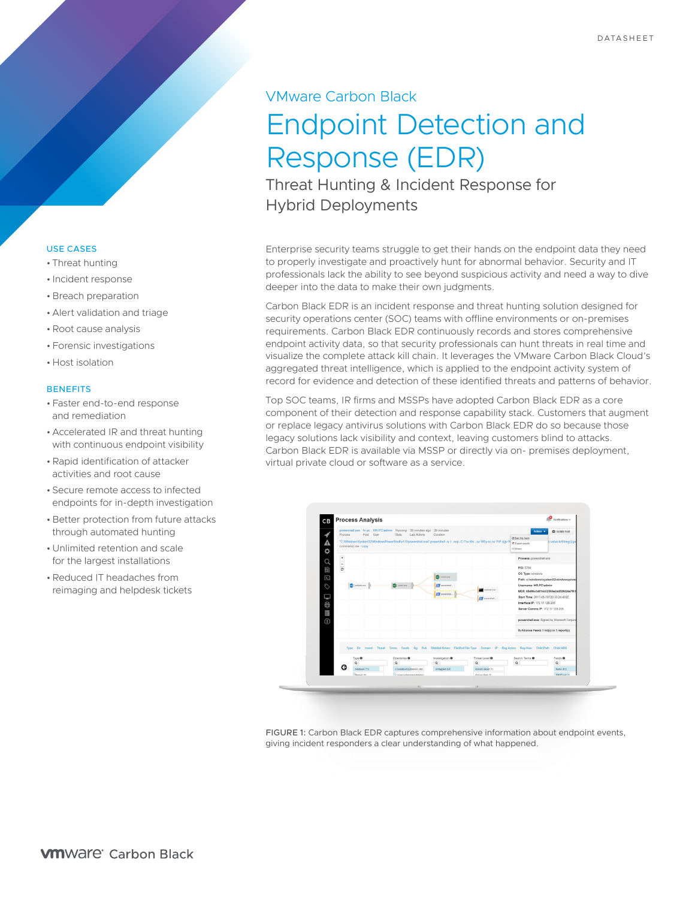DATASHEET

VMware Carbon Black

# Endpoint Detection and Response (EDR)

## Threat Hunting & Incident Response for Hybrid Deployments

### USE CASES

- Threat hunting
- Incident response
- Breach preparation
- Alert validation and triage
- Root cause analysis
- Forensic investigations
- Host isolation

### BENEFITS

- Faster end-to-end response and remediation
- Accelerated IR and threat hunting with continuous endpoint visibility
- Rapid identification of attacker activities and root cause
- Secure remote access to infected endpoints for in-depth investigation
- Better protection from future attacks through automated hunting
- Unlimited retention and scale for the largest installations
- Reduced IT headaches from reimaging and helpdesk tickets

Enterprise security teams struggle to get their hands on the endpoint data they need to properly investigate and proactively hunt for abnormal behavior. Security and IT professionals lack the ability to see beyond suspicious activity and need a way to dive deeper into the data to make their own judgments.

Carbon Black EDR is an incident response and threat hunting solution designed for security operations center (SOC) teams with offline environments or on-premises requirements. Carbon Black EDR continuously records and stores comprehensive endpoint activity data, so that security professionals can hunt threats in real time and visualize the complete attack kill chain. It leverages the VMware Carbon Black Cloud's aggregated threat intelligence, which is applied to the endpoint activity system of record for evidence and detection of these identified threats and patterns of behavior.

Top SOC teams, IR firms and MSSPs have adopted Carbon Black EDR as a core component of their detection and response capability stack. Customers that augment or replace legacy antivirus solutions with Carbon Black EDR do so because those legacy solutions lack visibility and context, leaving customers blind to attacks. Carbon Black EDR is available via MSSP or directly via on- premises deployment, virtual private cloud or software as a service.

FIGURE 1: Carbon Black EDR captures comprehensive information about endpoint events, giving incident responders a clear understanding of what happened.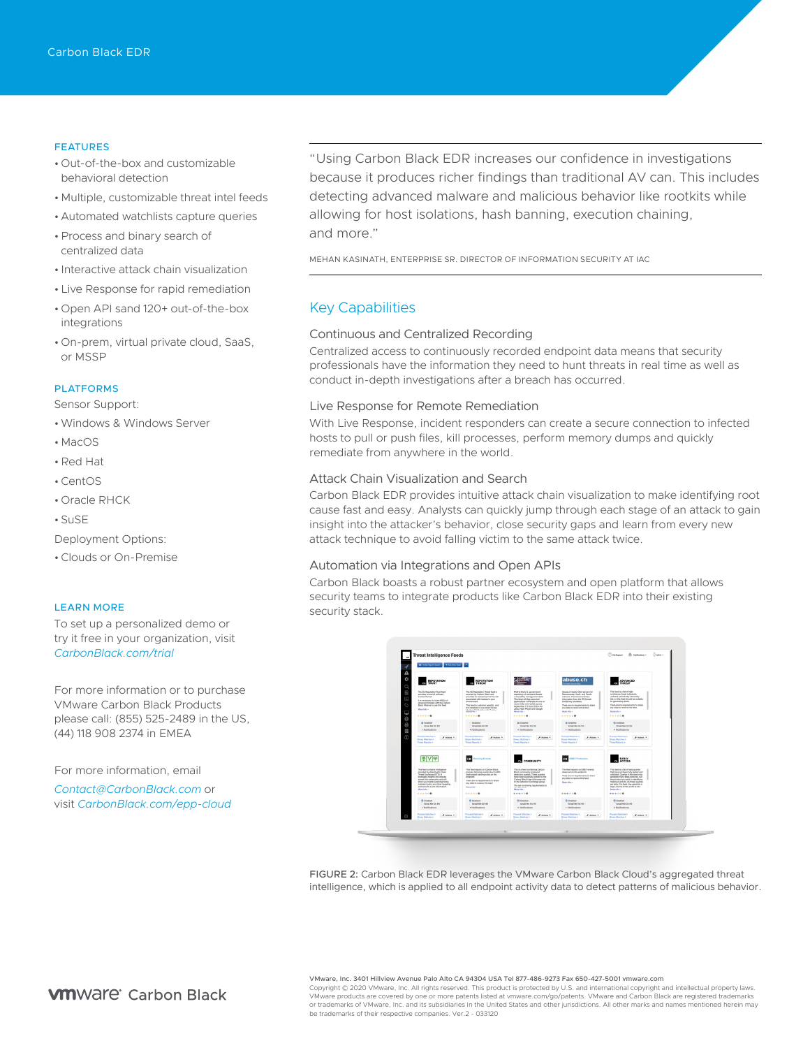## FEATURES

- Out-of-the-box and customizable behavioral detection
- Multiple, customizable threat intel feeds
- Automated watchlists capture queries
- Process and binary search of centralized data
- Interactive attack chain visualization
- Live Response for rapid remediation
- Open API sand 120+ out-of-the-box integrations
- On-prem, virtual private cloud, SaaS, or MSSP

## PLATFORMS

Sensor Support:

- Windows & Windows Server
- MacOS
- Red Hat
- CentOS
- Oracle RHCK
- SuSE

Deployment Options:

- Clouds or On-Premise

## LEARN MORE

To set up a personalized demo or try it free in your organization, visit *CarbonBlack.com/trial*

For more information or to purchase VMware Carbon Black Products please call: (855) 525-2489 in the US, (44) 118 908 2374 in EMEA

For more information, email *Contact@CarbonBlack.com* or visit *CarbonBlack.com/epp-cloud*

> "Using Carbon Black EDR increases our confidence in investigations because it produces richer findings than traditional AV can. This includes detecting advanced malware and malicious behavior like rootkits while allowing for host isolations, hash banning, execution chaining, and more."
>
> MEHAN KASINATH, ENTERPRISE SR. DIRECTOR OF INFORMATION SECURITY AT IAC

## Key Capabilities

### Continuous and Centralized Recording

Centralized access to continuously recorded endpoint data means that security professionals have the information they need to hunt threats in real time as well as conduct in-depth investigations after a breach has occurred.

### Live Response for Remote Remediation

With Live Response, incident responders can create a secure connection to infected hosts to pull or push files, kill processes, perform memory dumps and quickly remediate from anywhere in the world.

### Attack Chain Visualization and Search

Carbon Black EDR provides intuitive attack chain visualization to make identifying root cause fast and easy. Analysts can quickly jump through each stage of an attack to gain insight into the attacker's behavior, close security gaps and learn from every new attack technique to avoid falling victim to the same attack twice.

### Automation via Integrations and Open APIs

Carbon Black boasts a robust partner ecosystem and open platform that allows security teams to integrate products like Carbon Black EDR into their existing security stack.

FIGURE 2: Carbon Black EDR leverages the VMware Carbon Black Cloud's aggregated threat intelligence, which is applied to all endpoint activity data to detect patterns of malicious behavior.

VMware, Inc. 3401 Hillview Avenue Palo Alto CA 94304 USA Tel 877-486-9273 Fax 650-427-5001 vmware.com
Copyright © 2020 VMware, Inc. All rights reserved. This product is protected by U.S. and international copyright and intellectual property laws. VMware products are covered by one or more patents listed at vmware.com/go/patents. VMware and Carbon Black are registered trademarks or trademarks of VMware, Inc. and its subsidiaries in the United States and other jurisdictions. All other marks and names mentioned herein may be trademarks of their respective companies. Ver.2 - 033120

vmware Carbon Black